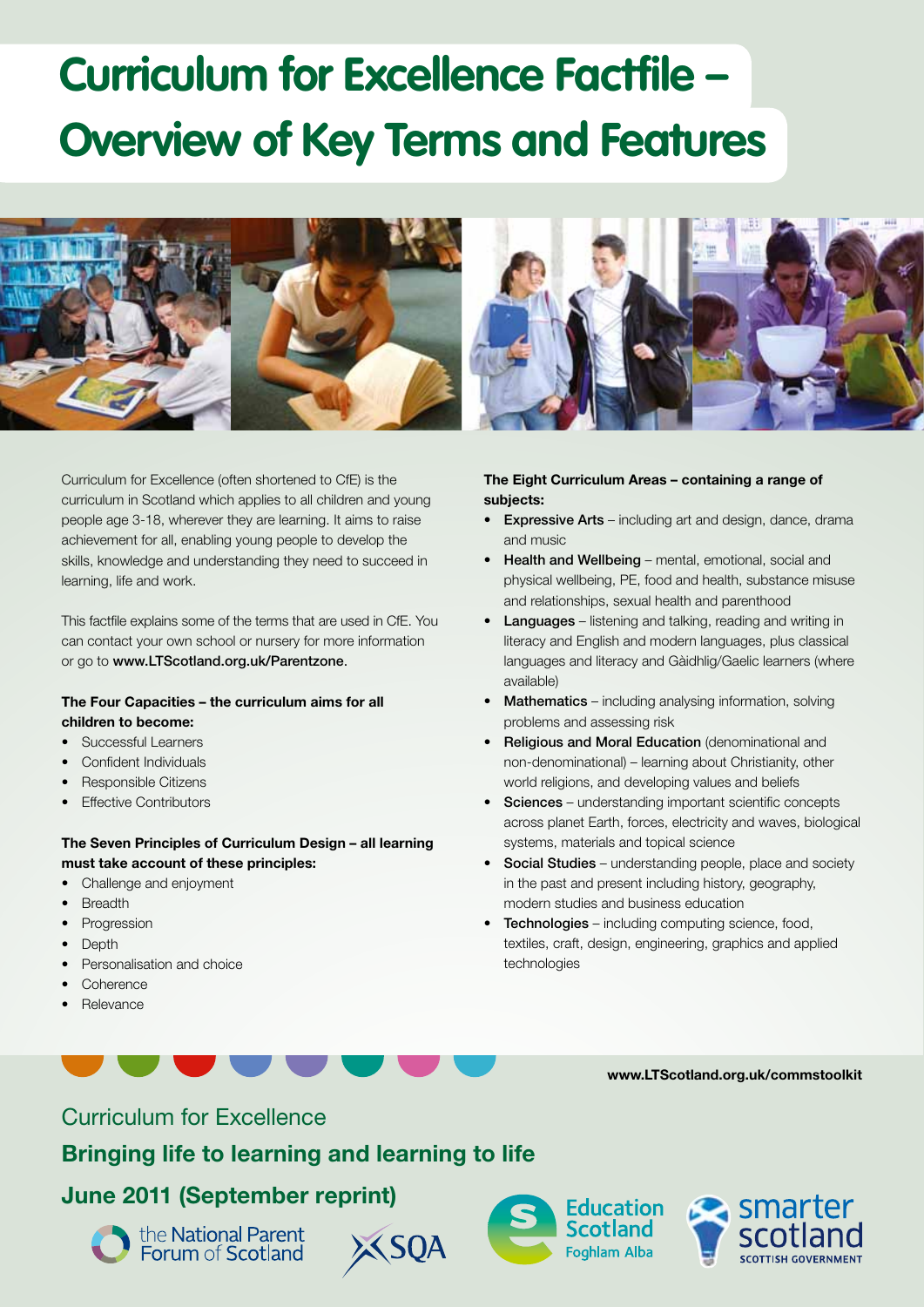# Curriculum for Excellence Factfile – Overview of Key Terms and Features

Curriculum for Excellence (often shortened to CfE) is the curriculum in Scotland which applies to all children and young people age 3-18, wherever they are learning. It aims to raise achievement for all, enabling young people to develop the skills, knowledge and understanding they need to succeed in learning, life and work.

This factfile explains some of the terms that are used in CfE. You can contact your own school or nursery for more information or go to **www.LTScotland.org.uk/Parentzone**.

**The Four Capacities – the curriculum aims for all children to become:**

- Successful Learners
- Confident Individuals
- Responsible Citizens
- Effective Contributors

**The Seven Principles of Curriculum Design – all learning must take account of these principles:**

- Challenge and enjoyment
- Breadth
- Progression
- Depth
- Personalisation and choice
- Coherence
- Relevance

**The Eight Curriculum Areas – containing a range of subjects:**

- **Expressive Arts** – including art and design, dance, drama and music
- **Health and Wellbeing** – mental, emotional, social and physical wellbeing, PE, food and health, substance misuse and relationships, sexual health and parenthood
- **Languages** – listening and talking, reading and writing in literacy and English and modern languages, plus classical languages and literacy and Gàidhlig/Gaelic learners (where available)
- **Mathematics** – including analysing information, solving problems and assessing risk
- **Religious and Moral Education** (denominational and non-denominational) – learning about Christianity, other world religions, and developing values and beliefs
- **Sciences** – understanding important scientific concepts across planet Earth, forces, electricity and waves, biological systems, materials and topical science
- **Social Studies** – understanding people, place and society in the past and present including history, geography, modern studies and business education
- **Technologies** – including computing science, food, textiles, craft, design, engineering, graphics and applied technologies

**www.LTScotland.org.uk/commstoolkit**

Curriculum for Excellence

**Bringing life to learning and learning to life**

**June 2011 (September reprint)**

the National Parent Forum of Scotland · SQA · Education Scotland Foghlam Alba · smarter scotland SCOTTISH GOVERNMENT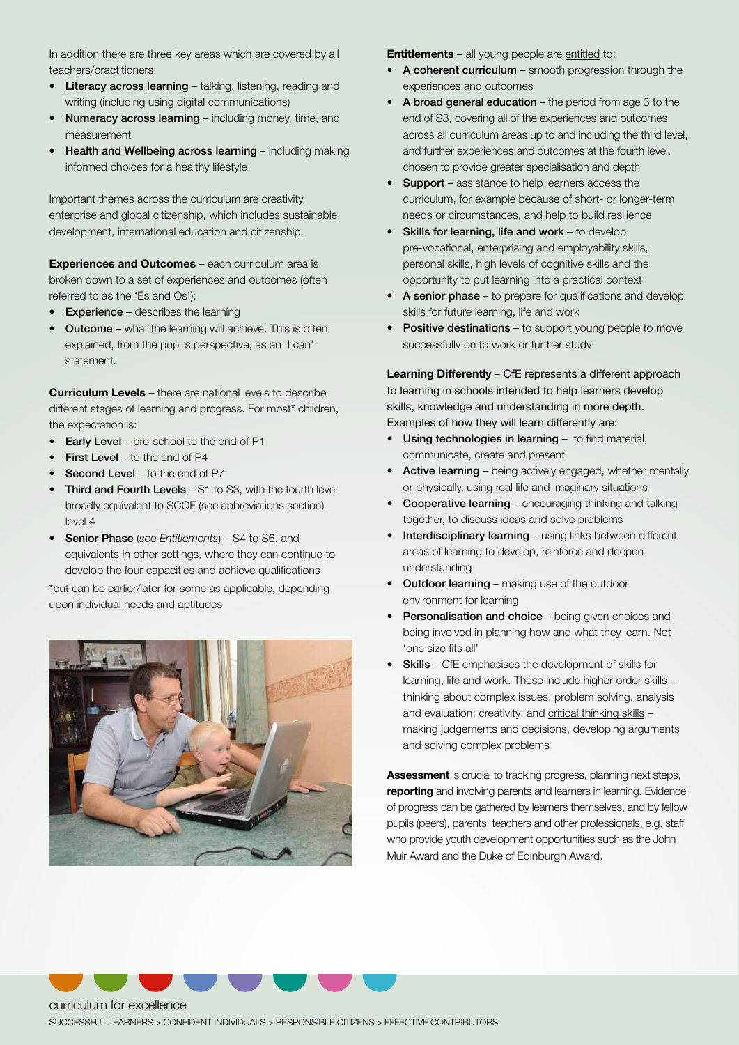In addition there are three key areas which are covered by all teachers/practitioners:

- **Literacy across learning** – talking, listening, reading and writing (including using digital communications)
- **Numeracy across learning** – including money, time, and measurement
- **Health and Wellbeing across learning** – including making informed choices for a healthy lifestyle

Important themes across the curriculum are creativity, enterprise and global citizenship, which includes sustainable development, international education and citizenship.

**Experiences and Outcomes** – each curriculum area is broken down to a set of experiences and outcomes (often referred to as the 'Es and Os'):

- **Experience** – describes the learning
- **Outcome** – what the learning will achieve. This is often explained, from the pupil's perspective, as an 'I can' statement.

**Curriculum Levels** – there are national levels to describe different stages of learning and progress. For most* children, the expectation is:

- **Early Level** – pre-school to the end of P1
- **First Level** – to the end of P4
- **Second Level** – to the end of P7
- **Third and Fourth Levels** – S1 to S3, with the fourth level broadly equivalent to SCQF (see abbreviations section) level 4
- **Senior Phase** (*see Entitlements*) – S4 to S6, and equivalents in other settings, where they can continue to develop the four capacities and achieve qualifications

*but can be earlier/later for some as applicable, depending upon individual needs and aptitudes

**Entitlements** – all young people are entitled to:

- **A coherent curriculum** – smooth progression through the experiences and outcomes
- **A broad general education** – the period from age 3 to the end of S3, covering all of the experiences and outcomes across all curriculum areas up to and including the third level, and further experiences and outcomes at the fourth level, chosen to provide greater specialisation and depth
- **Support** – assistance to help learners access the curriculum, for example because of short- or longer-term needs or circumstances, and help to build resilience
- **Skills for learning, life and work** – to develop pre-vocational, enterprising and employability skills, personal skills, high levels of cognitive skills and the opportunity to put learning into a practical context
- **A senior phase** – to prepare for qualifications and develop skills for future learning, life and work
- **Positive destinations** – to support young people to move successfully on to work or further study

**Learning Differently** – CfE represents a different approach to learning in schools intended to help learners develop skills, knowledge and understanding in more depth. Examples of how they will learn differently are:

- **Using technologies in learning** – to find material, communicate, create and present
- **Active learning** – being actively engaged, whether mentally or physically, using real life and imaginary situations
- **Cooperative learning** – encouraging thinking and talking together, to discuss ideas and solve problems
- **Interdisciplinary learning** – using links between different areas of learning to develop, reinforce and deepen understanding
- **Outdoor learning** – making use of the outdoor environment for learning
- **Personalisation and choice** – being given choices and being involved in planning how and what they learn. Not 'one size fits all'
- **Skills** – CfE emphasises the development of skills for learning, life and work. These include higher order skills – thinking about complex issues, problem solving, analysis and evaluation; creativity; and critical thinking skills – making judgements and decisions, developing arguments and solving complex problems

**Assessment** is crucial to tracking progress, planning next steps, **reporting** and involving parents and learners in learning. Evidence of progress can be gathered by learners themselves, and by fellow pupils (peers), parents, teachers and other professionals, e.g. staff who provide youth development opportunities such as the John Muir Award and the Duke of Edinburgh Award.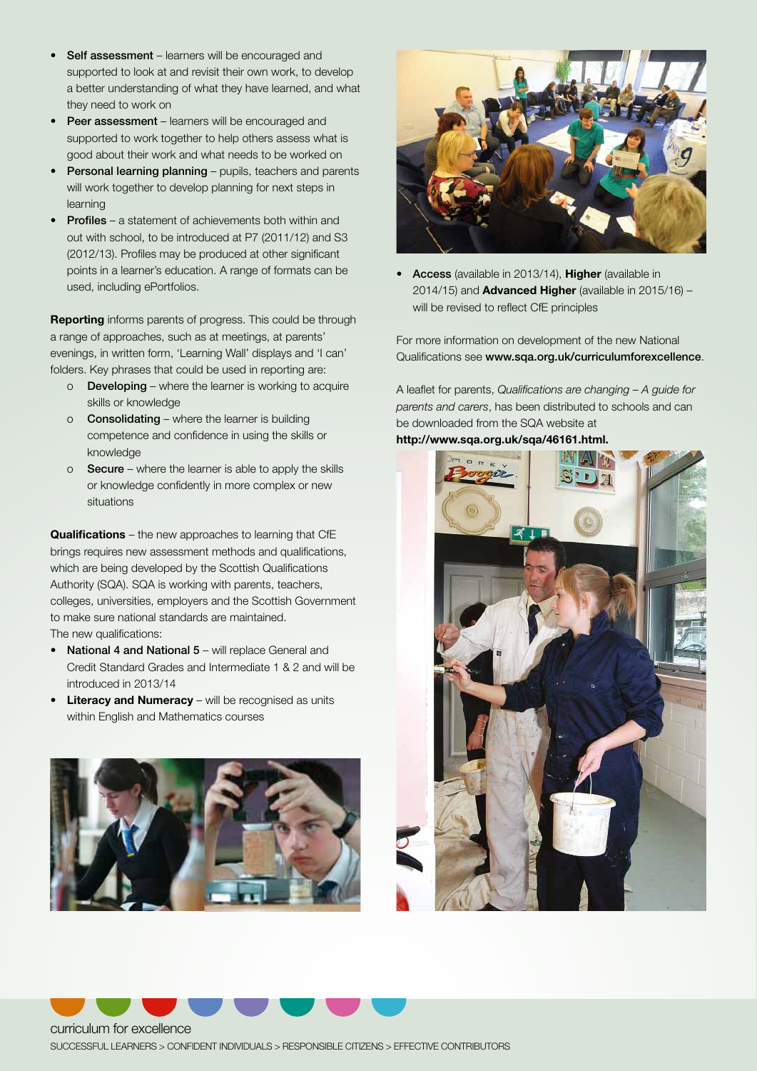- **Self assessment** – learners will be encouraged and supported to look at and revisit their own work, to develop a better understanding of what they have learned, and what they need to work on
- **Peer assessment** – learners will be encouraged and supported to work together to help others assess what is good about their work and what needs to be worked on
- **Personal learning planning** – pupils, teachers and parents will work together to develop planning for next steps in learning
- **Profiles** – a statement of achievements both within and out with school, to be introduced at P7 (2011/12) and S3 (2012/13). Profiles may be produced at other significant points in a learner's education. A range of formats can be used, including ePortfolios.

**Reporting** informs parents of progress. This could be through a range of approaches, such as at meetings, at parents' evenings, in written form, 'Learning Wall' displays and 'I can' folders. Key phrases that could be used in reporting are:

- **Developing** – where the learner is working to acquire skills or knowledge
- **Consolidating** – where the learner is building competence and confidence in using the skills or knowledge
- **Secure** – where the learner is able to apply the skills or knowledge confidently in more complex or new situations

**Qualifications** – the new approaches to learning that CfE brings requires new assessment methods and qualifications, which are being developed by the Scottish Qualifications Authority (SQA). SQA is working with parents, teachers, colleges, universities, employers and the Scottish Government to make sure national standards are maintained.
The new qualifications:

- **National 4 and National 5** – will replace General and Credit Standard Grades and Intermediate 1 & 2 and will be introduced in 2013/14
- **Literacy and Numeracy** – will be recognised as units within English and Mathematics courses
- **Access** (available in 2013/14), **Higher** (available in 2014/15) and **Advanced Higher** (available in 2015/16) – will be revised to reflect CfE principles

For more information on development of the new National Qualifications see **www.sqa.org.uk/curriculumforexcellence**.

A leaflet for parents, *Qualifications are changing – A guide for parents and carers*, has been distributed to schools and can be downloaded from the SQA website at **http://www.sqa.org.uk/sqa/46161.html.**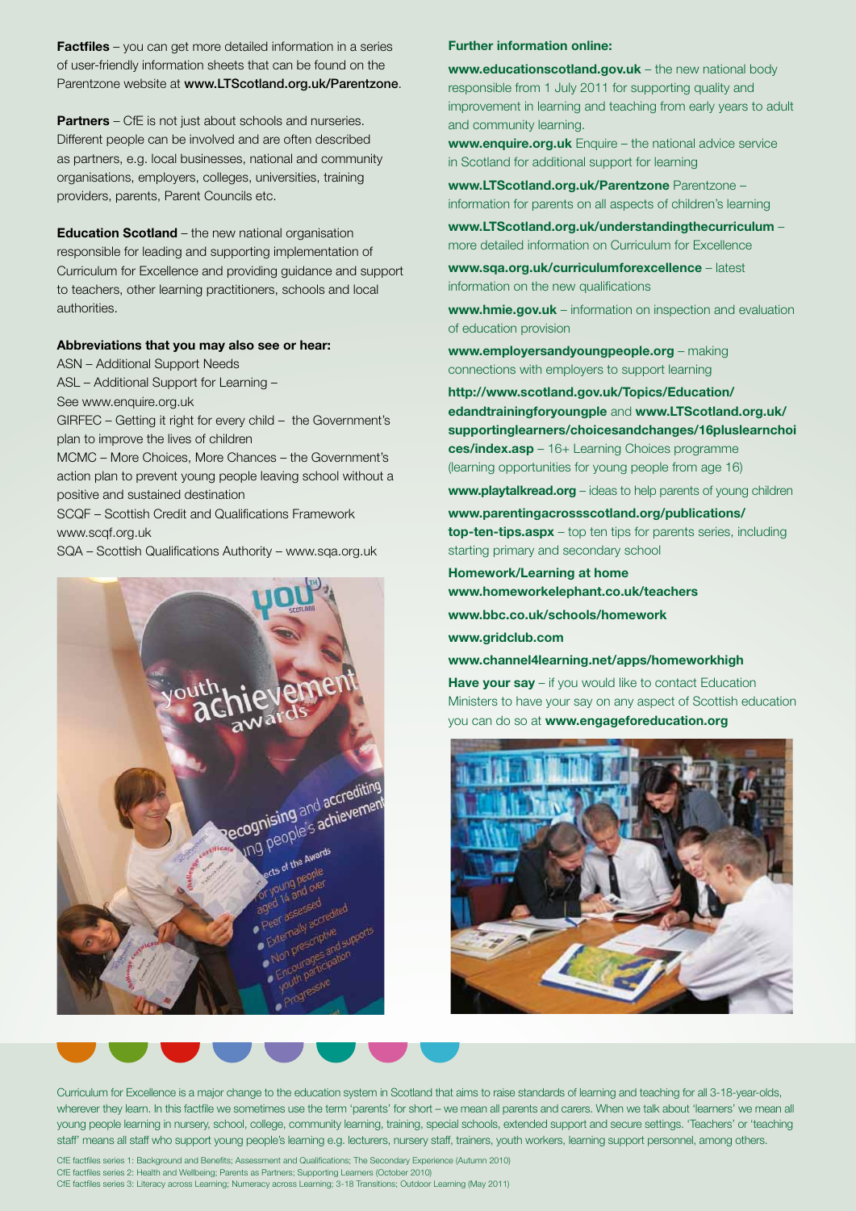**Factfiles** – you can get more detailed information in a series of user-friendly information sheets that can be found on the Parentzone website at **www.LTScotland.org.uk/Parentzone**.

**Partners** – CfE is not just about schools and nurseries. Different people can be involved and are often described as partners, e.g. local businesses, national and community organisations, employers, colleges, universities, training providers, parents, Parent Councils etc.

**Education Scotland** – the new national organisation responsible for leading and supporting implementation of Curriculum for Excellence and providing guidance and support to teachers, other learning practitioners, schools and local authorities.

**Abbreviations that you may also see or hear:**

ASN – Additional Support Needs
ASL – Additional Support for Learning – See www.enquire.org.uk
GIRFEC – Getting it right for every child – the Government's plan to improve the lives of children
MCMC – More Choices, More Chances – the Government's action plan to prevent young people leaving school without a positive and sustained destination
SCQF – Scottish Credit and Qualifications Framework www.scqf.org.uk
SQA – Scottish Qualifications Authority – www.sqa.org.uk

**Further information online:**

**www.educationscotland.gov.uk** – the new national body responsible from 1 July 2011 for supporting quality and improvement in learning and teaching from early years to adult and community learning.

**www.enquire.org.uk** Enquire – the national advice service in Scotland for additional support for learning

**www.LTScotland.org.uk/Parentzone** Parentzone – information for parents on all aspects of children's learning

**www.LTScotland.org.uk/understandingthecurriculum** – more detailed information on Curriculum for Excellence

**www.sqa.org.uk/curriculumforexcellence** – latest information on the new qualifications

**www.hmie.gov.uk** – information on inspection and evaluation of education provision

**www.employersandyoungpeople.org** – making connections with employers to support learning

**http://www.scotland.gov.uk/Topics/Education/edandtrainingforyoungple** and **www.LTScotland.org.uk/supportinglearners/choicesandchanges/16pluslearnchoices/index.asp** – 16+ Learning Choices programme (learning opportunities for young people from age 16)

**www.playtalkread.org** – ideas to help parents of young children

**www.parentingacrossscotland.org/publications/top-ten-tips.aspx** – top ten tips for parents series, including starting primary and secondary school

**Homework/Learning at home**
**www.homeworkelephant.co.uk/teachers**

**www.bbc.co.uk/schools/homework**

**www.gridclub.com**

**www.channel4learning.net/apps/homeworkhigh**

**Have your say** – if you would like to contact Education Ministers to have your say on any aspect of Scottish education you can do so at **www.engageforeducation.org**

Curriculum for Excellence is a major change to the education system in Scotland that aims to raise standards of learning and teaching for all 3-18-year-olds, wherever they learn. In this factfile we sometimes use the term 'parents' for short – we mean all parents and carers. When we talk about 'learners' we mean all young people learning in nursery, school, college, community learning, training, special schools, extended support and secure settings. 'Teachers' or 'teaching staff' means all staff who support young people's learning e.g. lecturers, nursery staff, trainers, youth workers, learning support personnel, among others.

CfE factfiles series 1: Background and Benefits; Assessment and Qualifications; The Secondary Experience (Autumn 2010)
CfE factfiles series 2: Health and Wellbeing; Parents as Partners; Supporting Learners (October 2010)
CfE factfiles series 3: Literacy across Learning; Numeracy across Learning; 3-18 Transitions; Outdoor Learning (May 2011)